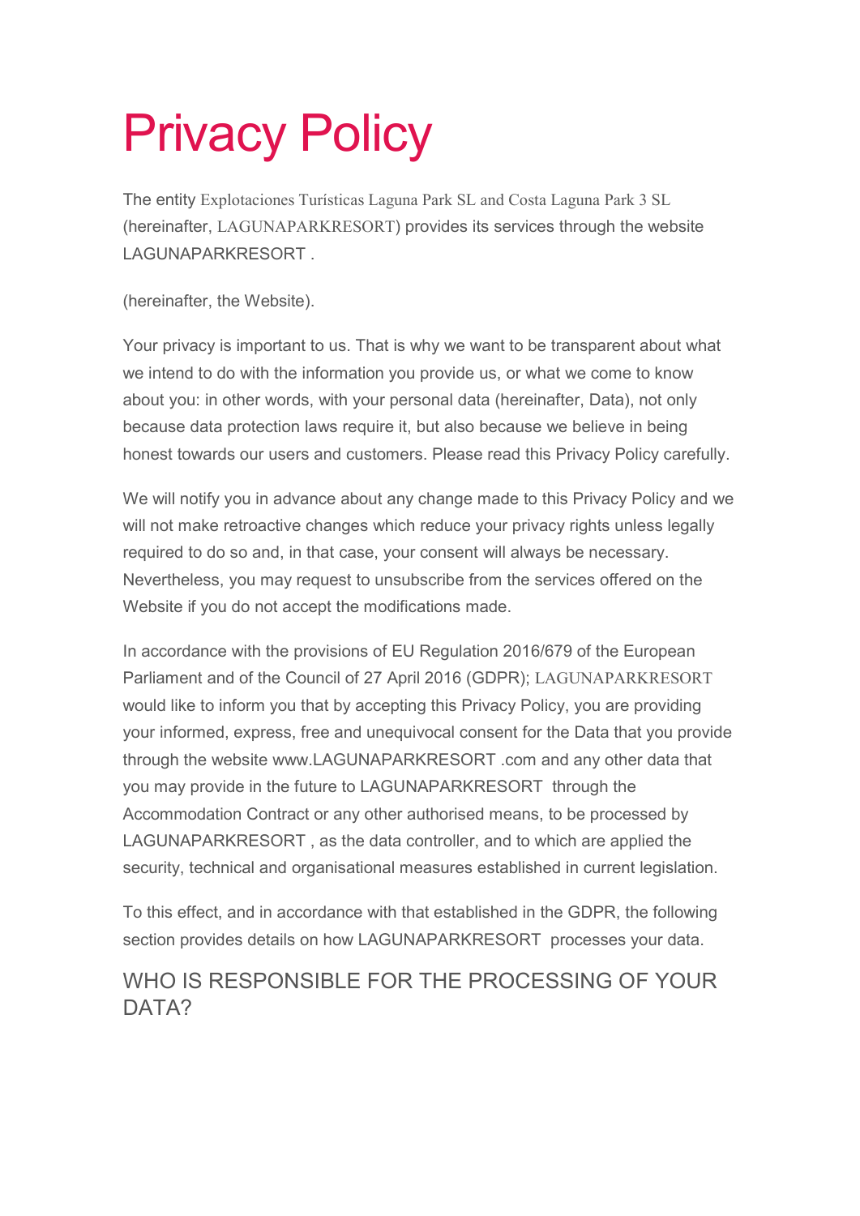# Privacy Policy

The entity Explotaciones Turísticas Laguna Park SL and Costa Laguna Park 3 SL (hereinafter, LAGUNAPARKRESORT) provides its services through the website LAGUNAPARKRESORT .

(hereinafter, the Website).

Your privacy is important to us. That is why we want to be transparent about what we intend to do with the information you provide us, or what we come to know about you: in other words, with your personal data (hereinafter, Data), not only because data protection laws require it, but also because we believe in being honest towards our users and customers. Please read this Privacy Policy carefully.

We will notify you in advance about any change made to this Privacy Policy and we will not make retroactive changes which reduce your privacy rights unless legally required to do so and, in that case, your consent will always be necessary. Nevertheless, you may request to unsubscribe from the services offered on the Website if you do not accept the modifications made.

In accordance with the provisions of EU Regulation 2016/679 of the European Parliament and of the Council of 27 April 2016 (GDPR); LAGUNAPARKRESORT would like to inform you that by accepting this Privacy Policy, you are providing your informed, express, free and unequivocal consent for the Data that you provide through the website www.LAGUNAPARKRESORT .com and any other data that you may provide in the future to LAGUNAPARKRESORT through the Accommodation Contract or any other authorised means, to be processed by LAGUNAPARKRESORT , as the data controller, and to which are applied the security, technical and organisational measures established in current legislation.

To this effect, and in accordance with that established in the GDPR, the following section provides details on how LAGUNAPARKRESORT processes your data.

## WHO IS RESPONSIBLE FOR THE PROCESSING OF YOUR DATA?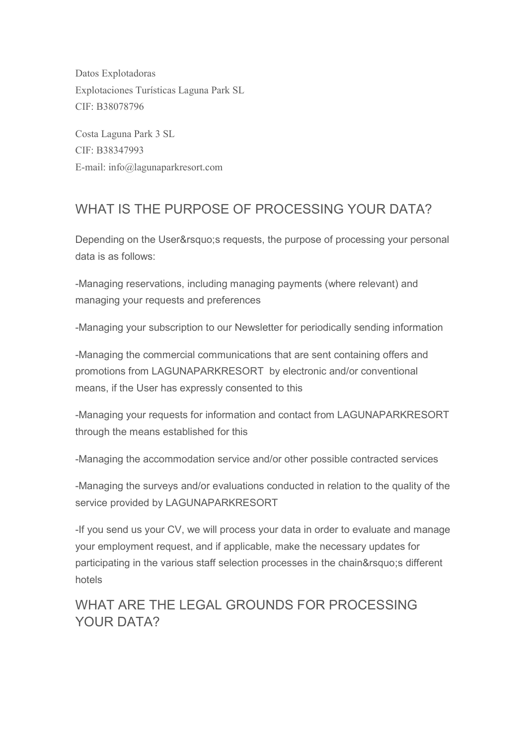Datos Explotadoras
Explotaciones Turísticas Laguna Park SL
CIF: B38078796

Costa Laguna Park 3 SL
CIF: B38347993
E-mail: info@lagunaparkresort.com

## WHAT IS THE PURPOSE OF PROCESSING YOUR DATA?

Depending on the User&rsquo;s requests, the purpose of processing your personal data is as follows:

-Managing reservations, including managing payments (where relevant) and managing your requests and preferences

-Managing your subscription to our Newsletter for periodically sending information

-Managing the commercial communications that are sent containing offers and promotions from LAGUNAPARKRESORT by electronic and/or conventional means, if the User has expressly consented to this

-Managing your requests for information and contact from LAGUNAPARKRESORT through the means established for this

-Managing the accommodation service and/or other possible contracted services

-Managing the surveys and/or evaluations conducted in relation to the quality of the service provided by LAGUNAPARKRESORT

-If you send us your CV, we will process your data in order to evaluate and manage your employment request, and if applicable, make the necessary updates for participating in the various staff selection processes in the chain&rsquo;s different hotels

## WHAT ARE THE LEGAL GROUNDS FOR PROCESSING YOUR DATA?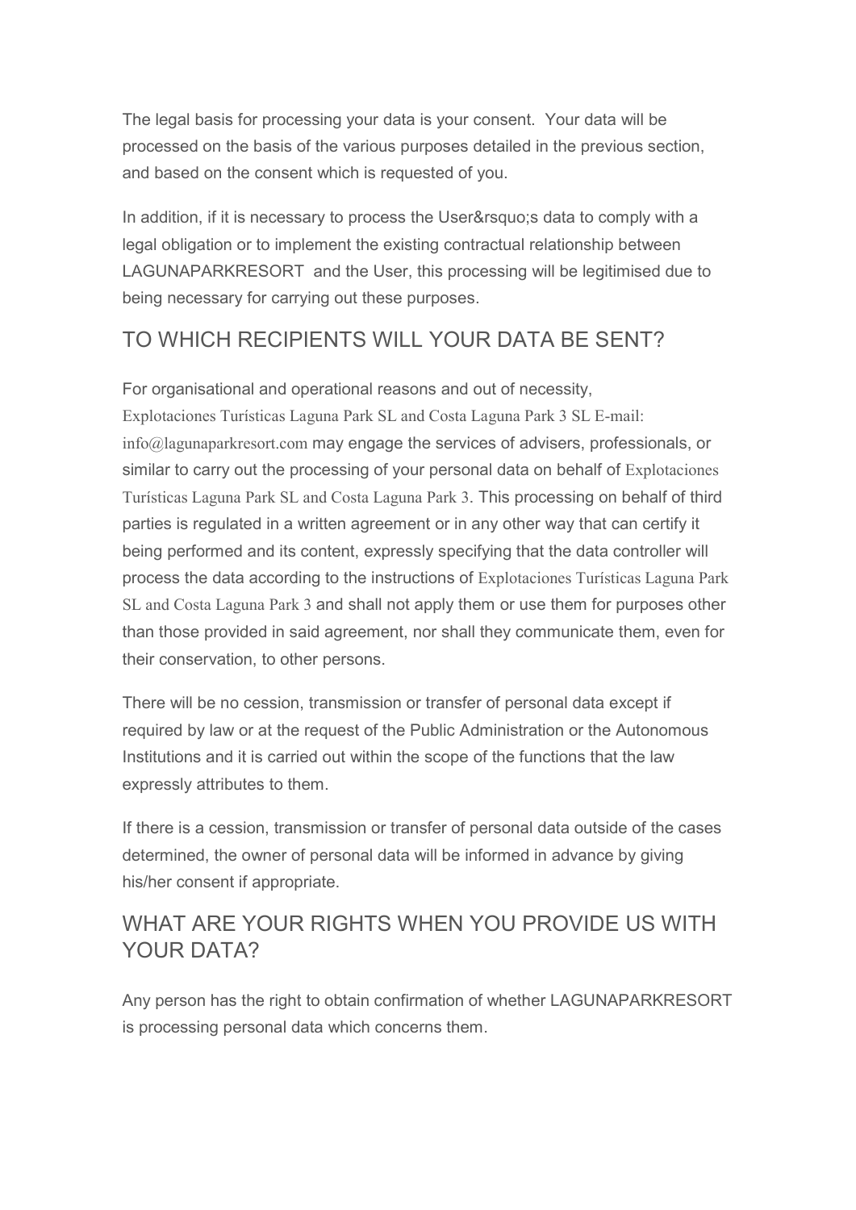The legal basis for processing your data is your consent. Your data will be processed on the basis of the various purposes detailed in the previous section, and based on the consent which is requested of you.

In addition, if it is necessary to process the User&rsquo;s data to comply with a legal obligation or to implement the existing contractual relationship between LAGUNAPARKRESORT and the User, this processing will be legitimised due to being necessary for carrying out these purposes.

## TO WHICH RECIPIENTS WILL YOUR DATA BE SENT?

For organisational and operational reasons and out of necessity, Explotaciones Turísticas Laguna Park SL and Costa Laguna Park 3 SL E-mail: info@lagunaparkresort.com may engage the services of advisers, professionals, or similar to carry out the processing of your personal data on behalf of Explotaciones Turísticas Laguna Park SL and Costa Laguna Park 3. This processing on behalf of third parties is regulated in a written agreement or in any other way that can certify it being performed and its content, expressly specifying that the data controller will process the data according to the instructions of Explotaciones Turísticas Laguna Park SL and Costa Laguna Park 3 and shall not apply them or use them for purposes other than those provided in said agreement, nor shall they communicate them, even for their conservation, to other persons.

There will be no cession, transmission or transfer of personal data except if required by law or at the request of the Public Administration or the Autonomous Institutions and it is carried out within the scope of the functions that the law expressly attributes to them.

If there is a cession, transmission or transfer of personal data outside of the cases determined, the owner of personal data will be informed in advance by giving his/her consent if appropriate.

## WHAT ARE YOUR RIGHTS WHEN YOU PROVIDE US WITH YOUR DATA?

Any person has the right to obtain confirmation of whether LAGUNAPARKRESORT is processing personal data which concerns them.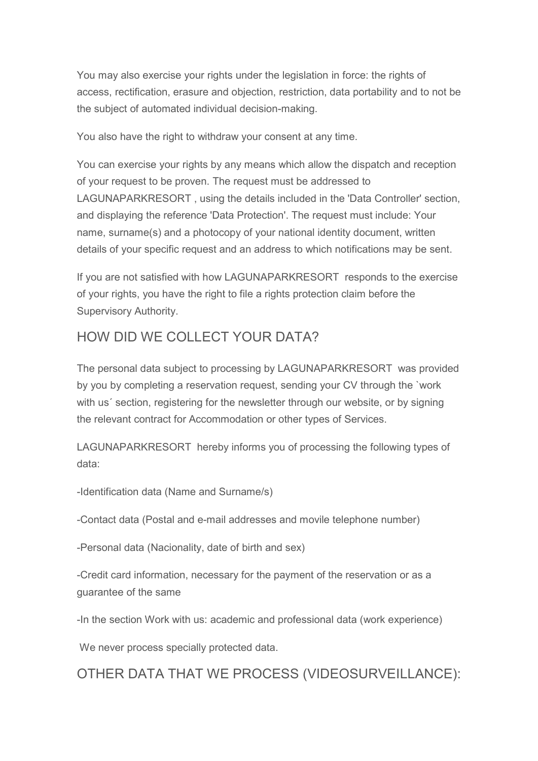You may also exercise your rights under the legislation in force: the rights of access, rectification, erasure and objection, restriction, data portability and to not be the subject of automated individual decision-making.

You also have the right to withdraw your consent at any time.

You can exercise your rights by any means which allow the dispatch and reception of your request to be proven. The request must be addressed to LAGUNAPARKRESORT , using the details included in the 'Data Controller' section, and displaying the reference 'Data Protection'. The request must include: Your name, surname(s) and a photocopy of your national identity document, written details of your specific request and an address to which notifications may be sent.

If you are not satisfied with how LAGUNAPARKRESORT responds to the exercise of your rights, you have the right to file a rights protection claim before the Supervisory Authority.

## HOW DID WE COLLECT YOUR DATA?

The personal data subject to processing by LAGUNAPARKRESORT was provided by you by completing a reservation request, sending your CV through the `work with us´ section, registering for the newsletter through our website, or by signing the relevant contract for Accommodation or other types of Services.

LAGUNAPARKRESORT hereby informs you of processing the following types of data:

-Identification data (Name and Surname/s)

-Contact data (Postal and e-mail addresses and movile telephone number)

-Personal data (Nacionality, date of birth and sex)

-Credit card information, necessary for the payment of the reservation or as a guarantee of the same

-In the section Work with us: academic and professional data (work experience)

We never process specially protected data.

## OTHER DATA THAT WE PROCESS (VIDEOSURVEILLANCE):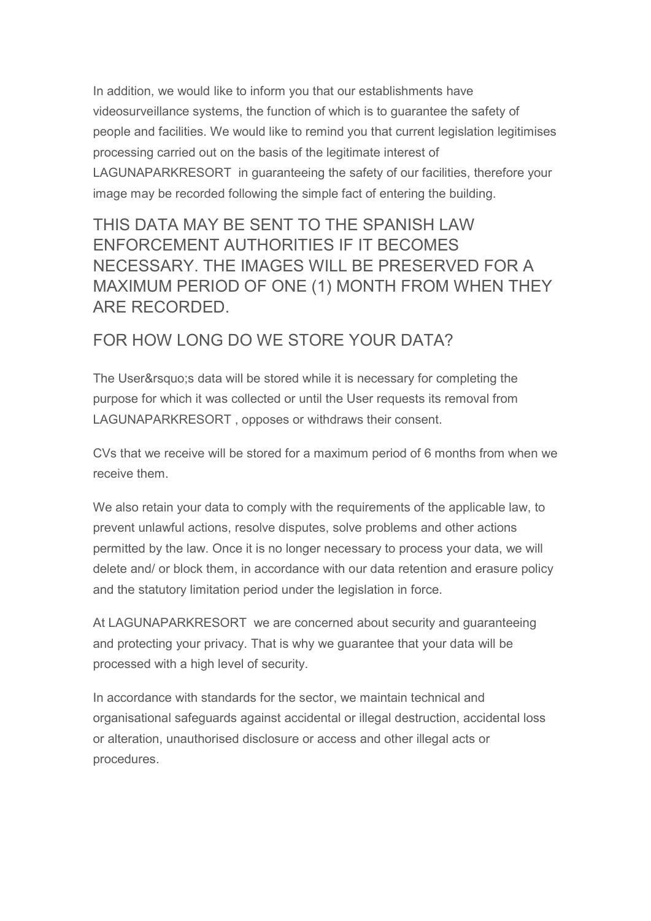In addition, we would like to inform you that our establishments have videosurveillance systems, the function of which is to guarantee the safety of people and facilities. We would like to remind you that current legislation legitimises processing carried out on the basis of the legitimate interest of LAGUNAPARKRESORT in guaranteeing the safety of our facilities, therefore your image may be recorded following the simple fact of entering the building.

## THIS DATA MAY BE SENT TO THE SPANISH LAW ENFORCEMENT AUTHORITIES IF IT BECOMES NECESSARY. THE IMAGES WILL BE PRESERVED FOR A MAXIMUM PERIOD OF ONE (1) MONTH FROM WHEN THEY ARE RECORDED.

## FOR HOW LONG DO WE STORE YOUR DATA?

The User&rsquo;s data will be stored while it is necessary for completing the purpose for which it was collected or until the User requests its removal from LAGUNAPARKRESORT , opposes or withdraws their consent.

CVs that we receive will be stored for a maximum period of 6 months from when we receive them.

We also retain your data to comply with the requirements of the applicable law, to prevent unlawful actions, resolve disputes, solve problems and other actions permitted by the law. Once it is no longer necessary to process your data, we will delete and/ or block them, in accordance with our data retention and erasure policy and the statutory limitation period under the legislation in force.

At LAGUNAPARKRESORT we are concerned about security and guaranteeing and protecting your privacy. That is why we guarantee that your data will be processed with a high level of security.

In accordance with standards for the sector, we maintain technical and organisational safeguards against accidental or illegal destruction, accidental loss or alteration, unauthorised disclosure or access and other illegal acts or procedures.